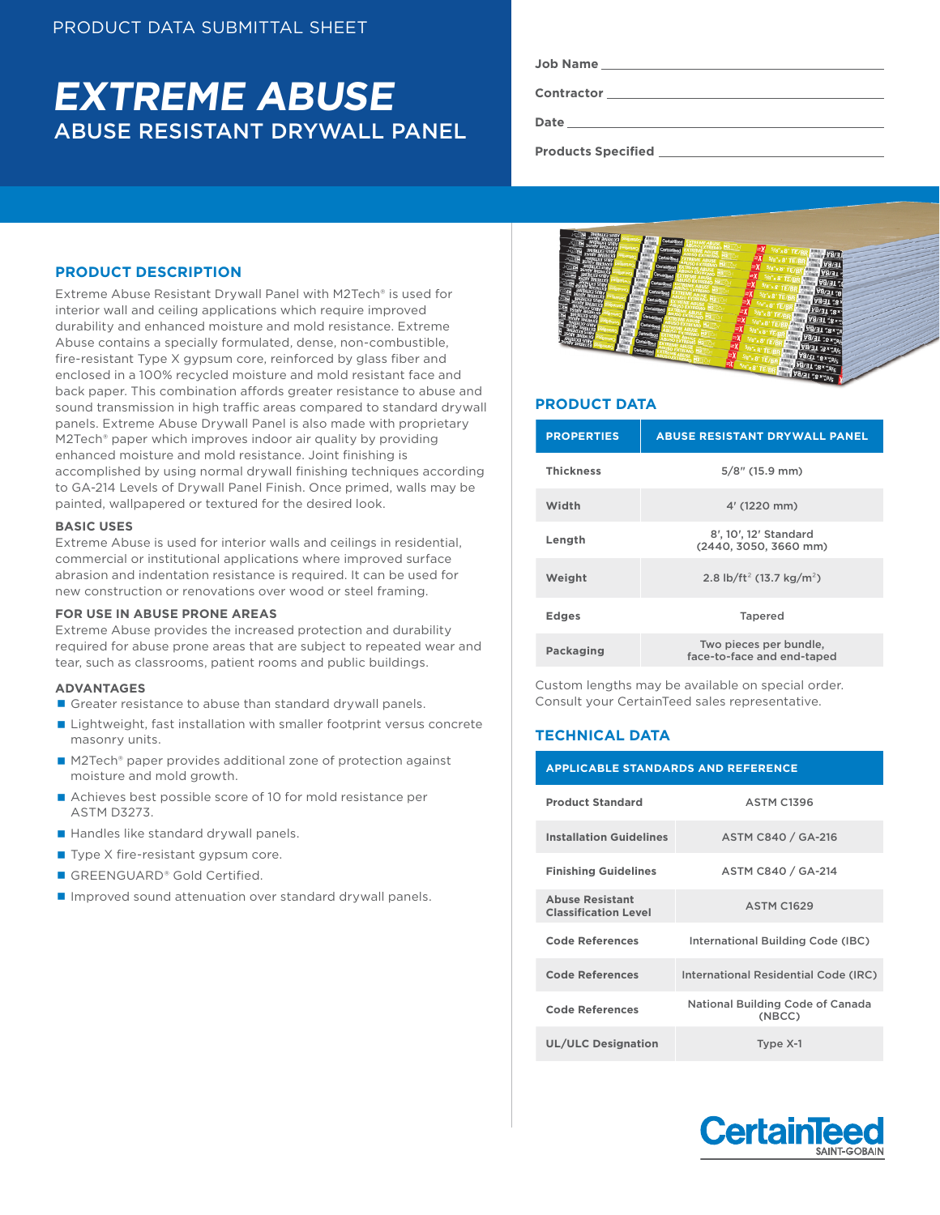PRODUCT DATA SUBMITTAL SHEET

# *EXTREME ABUSE*

## ABUSE RESISTANT DRYWALL PANEL

**Job Name** ___________________________

**Contractor** ___________________________

**Date** ___________________________

**Products Specified** ___________________________

## PRODUCT DESCRIPTION

Extreme Abuse Resistant Drywall Panel with M2Tech® is used for interior wall and ceiling applications which require improved durability and enhanced moisture and mold resistance. Extreme Abuse contains a specially formulated, dense, non-combustible, fire-resistant Type X gypsum core, reinforced by glass fiber and enclosed in a 100% recycled moisture and mold resistant face and back paper. This combination affords greater resistance to abuse and sound transmission in high traffic areas compared to standard drywall panels. Extreme Abuse Drywall Panel is also made with proprietary M2Tech® paper which improves indoor air quality by providing enhanced moisture and mold resistance. Joint finishing is accomplished by using normal drywall finishing techniques according to GA-214 Levels of Drywall Panel Finish. Once primed, walls may be painted, wallpapered or textured for the desired look.

### BASIC USES

Extreme Abuse is used for interior walls and ceilings in residential, commercial or institutional applications where improved surface abrasion and indentation resistance is required. It can be used for new construction or renovations over wood or steel framing.

### FOR USE IN ABUSE PRONE AREAS

Extreme Abuse provides the increased protection and durability required for abuse prone areas that are subject to repeated wear and tear, such as classrooms, patient rooms and public buildings.

### ADVANTAGES

- Greater resistance to abuse than standard drywall panels.
- Lightweight, fast installation with smaller footprint versus concrete masonry units.
- M2Tech® paper provides additional zone of protection against moisture and mold growth.
- Achieves best possible score of 10 for mold resistance per ASTM D3273.
- Handles like standard drywall panels.
- Type X fire-resistant gypsum core.
- GREENGUARD® Gold Certified.
- Improved sound attenuation over standard drywall panels.

## PRODUCT DATA

| PROPERTIES | ABUSE RESISTANT DRYWALL PANEL |
|---|---|
| Thickness | 5/8″ (15.9 mm) |
| Width | 4′ (1220 mm) |
| Length | 8′, 10′, 12′ Standard (2440, 3050, 3660 mm) |
| Weight | 2.8 lb/ft² (13.7 kg/m²) |
| Edges | Tapered |
| Packaging | Two pieces per bundle, face-to-face and end-taped |

Custom lengths may be available on special order. Consult your CertainTeed sales representative.

## TECHNICAL DATA

| APPLICABLE STANDARDS AND REFERENCE | |
|---|---|
| Product Standard | ASTM C1396 |
| Installation Guidelines | ASTM C840 / GA-216 |
| Finishing Guidelines | ASTM C840 / GA-214 |
| Abuse Resistant Classification Level | ASTM C1629 |
| Code References | International Building Code (IBC) |
| Code References | International Residential Code (IRC) |
| Code References | National Building Code of Canada (NBCC) |
| UL/ULC Designation | Type X-1 |

CertainTeed SAINT-GOBAIN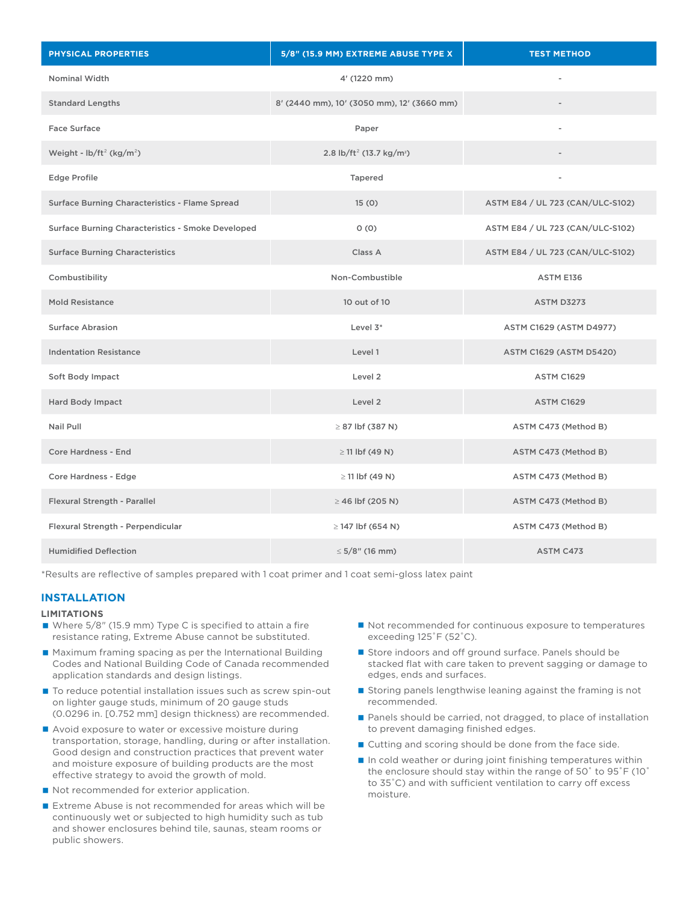| PHYSICAL PROPERTIES | 5/8" (15.9 MM) EXTREME ABUSE TYPE X | TEST METHOD |
|---|---|---|
| Nominal Width | 4' (1220 mm) | - |
| Standard Lengths | 8' (2440 mm), 10' (3050 mm), 12' (3660 mm) | - |
| Face Surface | Paper | - |
| Weight - lb/ft$^2$ (kg/m$^2$) | 2.8 lb/ft$^2$ (13.7 kg/m$^2$) | - |
| Edge Profile | Tapered | - |
| Surface Burning Characteristics - Flame Spread | 15 (0) | ASTM E84 / UL 723 (CAN/ULC-S102) |
| Surface Burning Characteristics - Smoke Developed | 0 (0) | ASTM E84 / UL 723 (CAN/ULC-S102) |
| Surface Burning Characteristics | Class A | ASTM E84 / UL 723 (CAN/ULC-S102) |
| Combustibility | Non-Combustible | ASTM E136 |
| Mold Resistance | 10 out of 10 | ASTM D3273 |
| Surface Abrasion | Level 3* | ASTM C1629 (ASTM D4977) |
| Indentation Resistance | Level 1 | ASTM C1629 (ASTM D5420) |
| Soft Body Impact | Level 2 | ASTM C1629 |
| Hard Body Impact | Level 2 | ASTM C1629 |
| Nail Pull | ≥ 87 lbf (387 N) | ASTM C473 (Method B) |
| Core Hardness - End | ≥ 11 lbf (49 N) | ASTM C473 (Method B) |
| Core Hardness - Edge | ≥ 11 lbf (49 N) | ASTM C473 (Method B) |
| Flexural Strength - Parallel | ≥ 46 lbf (205 N) | ASTM C473 (Method B) |
| Flexural Strength - Perpendicular | ≥ 147 lbf (654 N) | ASTM C473 (Method B) |
| Humidified Deflection | ≤ 5/8" (16 mm) | ASTM C473 |

*Results are reflective of samples prepared with 1 coat primer and 1 coat semi-gloss latex paint

## INSTALLATION

### LIMITATIONS

- Where 5/8" (15.9 mm) Type C is specified to attain a fire resistance rating, Extreme Abuse cannot be substituted.
- Maximum framing spacing as per the International Building Codes and National Building Code of Canada recommended application standards and design listings.
- To reduce potential installation issues such as screw spin-out on lighter gauge studs, minimum of 20 gauge studs (0.0296 in. [0.752 mm] design thickness) are recommended.
- Avoid exposure to water or excessive moisture during transportation, storage, handling, during or after installation. Good design and construction practices that prevent water and moisture exposure of building products are the most effective strategy to avoid the growth of mold.
- Not recommended for exterior application.
- Extreme Abuse is not recommended for areas which will be continuously wet or subjected to high humidity such as tub and shower enclosures behind tile, saunas, steam rooms or public showers.
- Not recommended for continuous exposure to temperatures exceeding 125˚F (52˚C).
- Store indoors and off ground surface. Panels should be stacked flat with care taken to prevent sagging or damage to edges, ends and surfaces.
- Storing panels lengthwise leaning against the framing is not recommended.
- Panels should be carried, not dragged, to place of installation to prevent damaging finished edges.
- Cutting and scoring should be done from the face side.
- In cold weather or during joint finishing temperatures within the enclosure should stay within the range of 50˚ to 95˚F (10˚ to 35˚C) and with sufficient ventilation to carry off excess moisture.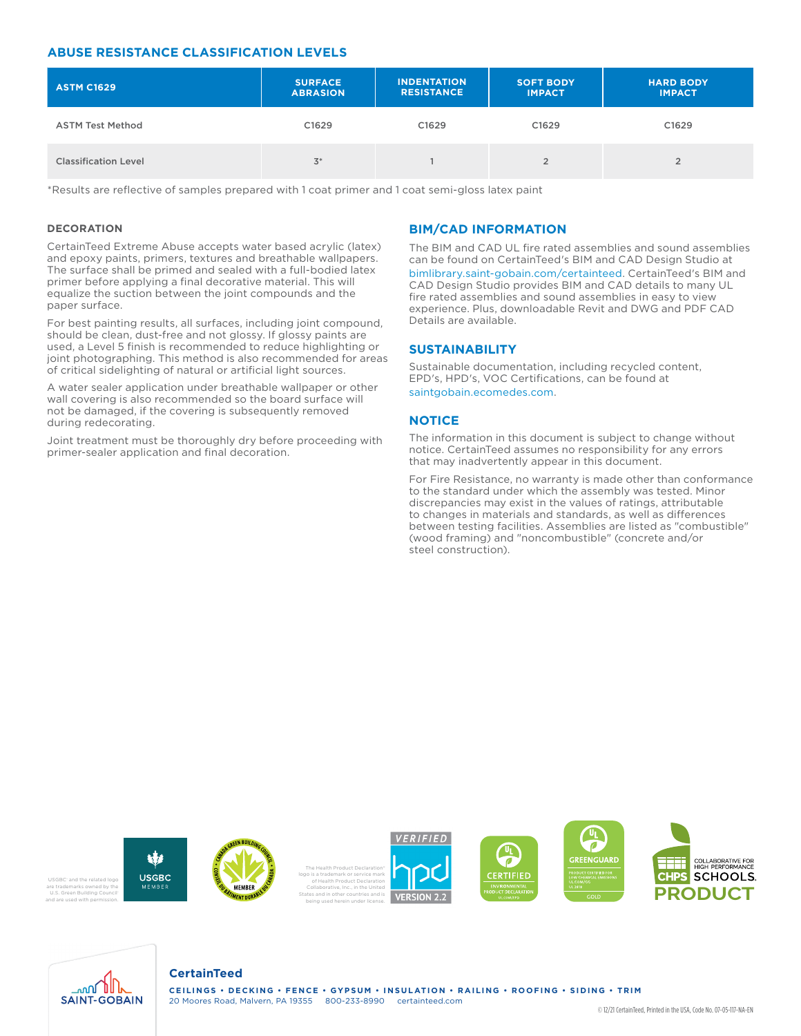## ABUSE RESISTANCE CLASSIFICATION LEVELS

| ASTM C1629 | SURFACE ABRASION | INDENTATION RESISTANCE | SOFT BODY IMPACT | HARD BODY IMPACT |
|---|---|---|---|---|
| ASTM Test Method | C1629 | C1629 | C1629 | C1629 |
| Classification Level | 3* | 1 | 2 | 2 |

*Results are reflective of samples prepared with 1 coat primer and 1 coat semi-gloss latex paint

### DECORATION

CertainTeed Extreme Abuse accepts water based acrylic (latex) and epoxy paints, primers, textures and breathable wallpapers. The surface shall be primed and sealed with a full-bodied latex primer before applying a final decorative material. This will equalize the suction between the joint compounds and the paper surface.

For best painting results, all surfaces, including joint compound, should be clean, dust-free and not glossy. If glossy paints are used, a Level 5 finish is recommended to reduce highlighting or joint photographing. This method is also recommended for areas of critical sidelighting of natural or artificial light sources.

A water sealer application under breathable wallpaper or other wall covering is also recommended so the board surface will not be damaged, if the covering is subsequently removed during redecorating.

Joint treatment must be thoroughly dry before proceeding with primer-sealer application and final decoration.

## BIM/CAD INFORMATION

The BIM and CAD UL fire rated assemblies and sound assemblies can be found on CertainTeed's BIM and CAD Design Studio at bimlibrary.saint-gobain.com/certainteed. CertainTeed's BIM and CAD Design Studio provides BIM and CAD details to many UL fire rated assemblies and sound assemblies in easy to view experience. Plus, downloadable Revit and DWG and PDF CAD Details are available.

## SUSTAINABILITY

Sustainable documentation, including recycled content, EPD's, HPD's, VOC Certifications, can be found at saintgobain.ecomedes.com.

## NOTICE

The information in this document is subject to change without notice. CertainTeed assumes no responsibility for any errors that may inadvertently appear in this document.

For Fire Resistance, no warranty is made other than conformance to the standard under which the assembly was tested. Minor discrepancies may exist in the values of ratings, attributable to changes in materials and standards, as well as differences between testing facilities. Assemblies are listed as "combustible" (wood framing) and "noncombustible" (concrete and/or steel construction).

USGBC® and the related logo are trademarks owned by the U.S. Green Building Council® and are used with permission.

The Health Product Declaration® logo is a trademark or service mark of Health Product Declaration Collaborative, Inc., in the United States and in other countries and is being used herein under license.

**CertainTeed**

CEILINGS • DECKING • FENCE • GYPSUM • INSULATION • RAILING • ROOFING • SIDING • TRIM

20 Moores Road, Malvern, PA 19355 800-233-8990 certainteed.com

© 12/21 CertainTeed, Printed in the USA, Code No. 07-05-117-NA-EN